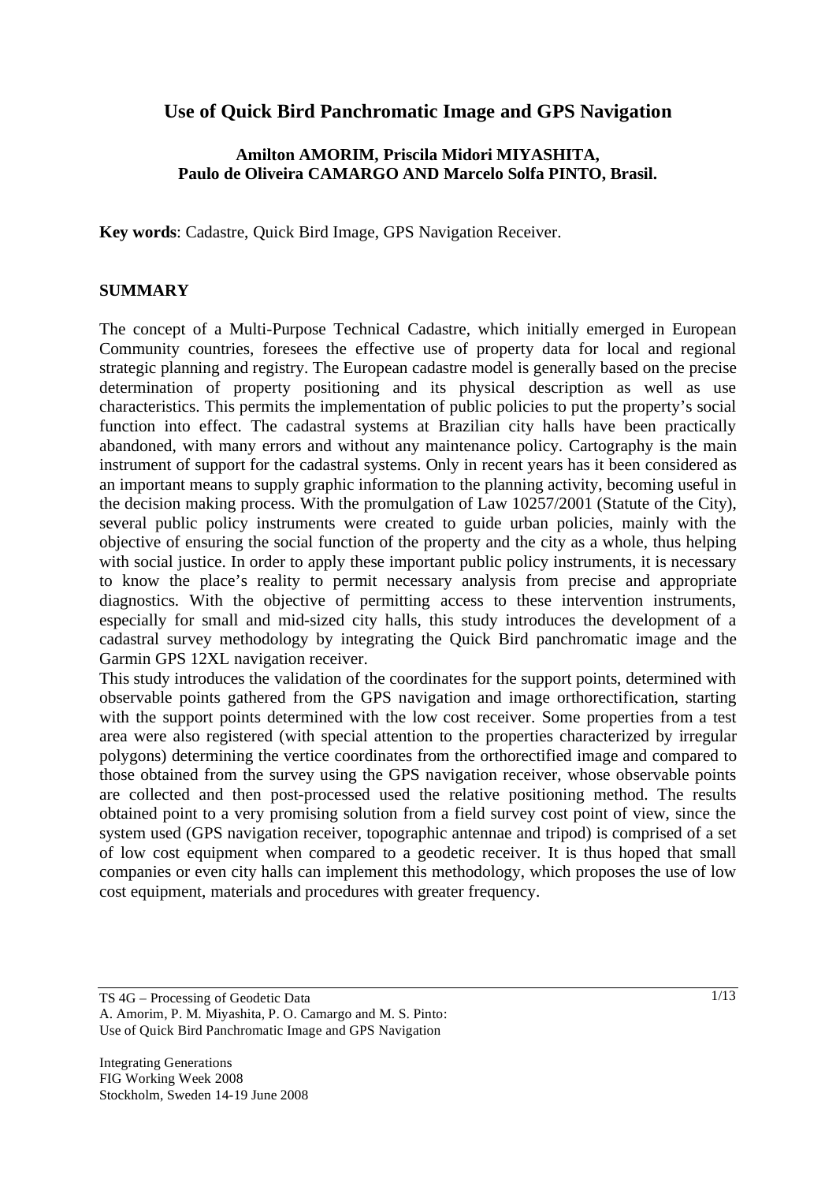# Use of Quick Bird Panchromatic Image and GPS Navigation

**Amilton AMORIM, Priscila Midori MIYASHITA, Paulo de Oliveira CAMARGO AND Marcelo Solfa PINTO, Brasil.**

**Key words**: Cadastre, Quick Bird Image, GPS Navigation Receiver.

## SUMMARY

The concept of a Multi-Purpose Technical Cadastre, which initially emerged in European Community countries, foresees the effective use of property data for local and regional strategic planning and registry. The European cadastre model is generally based on the precise determination of property positioning and its physical description as well as use characteristics. This permits the implementation of public policies to put the property's social function into effect. The cadastral systems at Brazilian city halls have been practically abandoned, with many errors and without any maintenance policy. Cartography is the main instrument of support for the cadastral systems. Only in recent years has it been considered as an important means to supply graphic information to the planning activity, becoming useful in the decision making process. With the promulgation of Law 10257/2001 (Statute of the City), several public policy instruments were created to guide urban policies, mainly with the objective of ensuring the social function of the property and the city as a whole, thus helping with social justice. In order to apply these important public policy instruments, it is necessary to know the place's reality to permit necessary analysis from precise and appropriate diagnostics. With the objective of permitting access to these intervention instruments, especially for small and mid-sized city halls, this study introduces the development of a cadastral survey methodology by integrating the Quick Bird panchromatic image and the Garmin GPS 12XL navigation receiver.

This study introduces the validation of the coordinates for the support points, determined with observable points gathered from the GPS navigation and image orthorectification, starting with the support points determined with the low cost receiver. Some properties from a test area were also registered (with special attention to the properties characterized by irregular polygons) determining the vertice coordinates from the orthorectified image and compared to those obtained from the survey using the GPS navigation receiver, whose observable points are collected and then post-processed used the relative positioning method. The results obtained point to a very promising solution from a field survey cost point of view, since the system used (GPS navigation receiver, topographic antennae and tripod) is comprised of a set of low cost equipment when compared to a geodetic receiver. It is thus hoped that small companies or even city halls can implement this methodology, which proposes the use of low cost equipment, materials and procedures with greater frequency.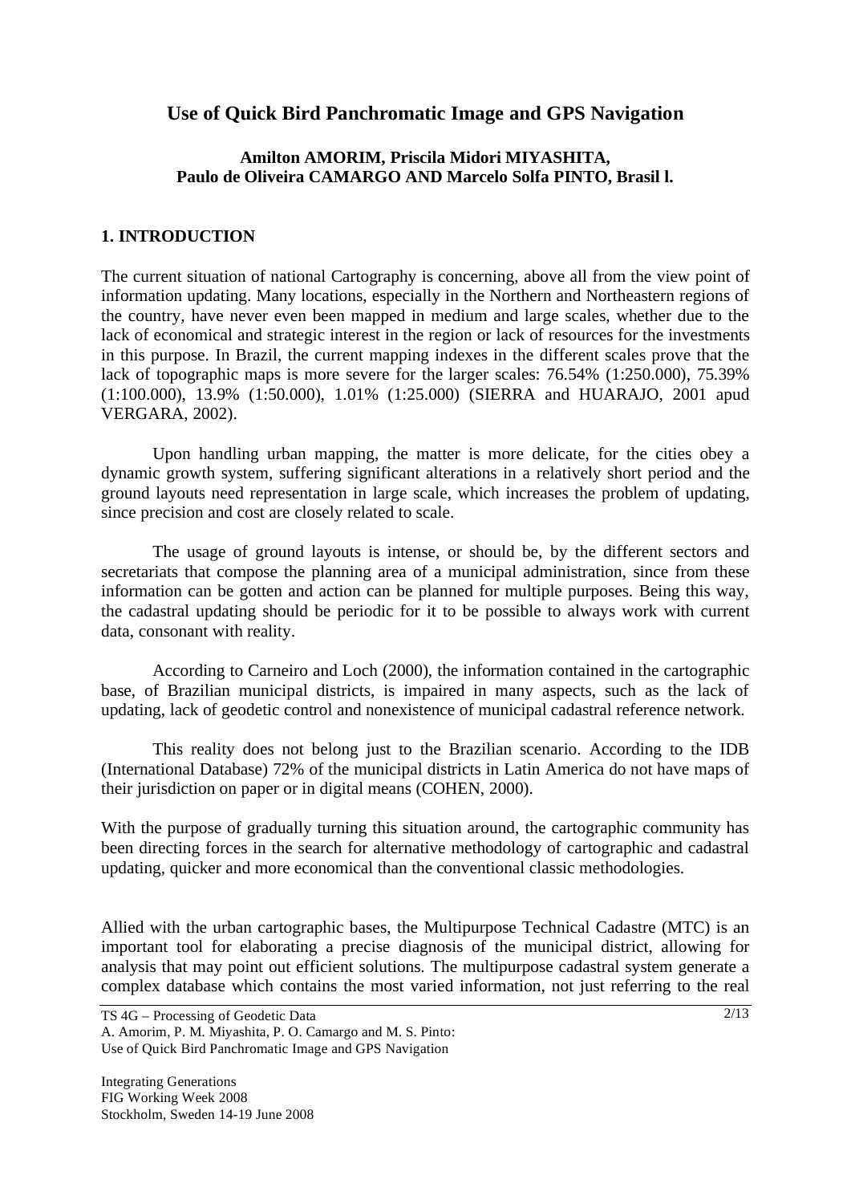# Use of Quick Bird Panchromatic Image and GPS Navigation

**Amilton AMORIM, Priscila Midori MIYASHITA, Paulo de Oliveira CAMARGO AND Marcelo Solfa PINTO, Brasil l.**

## 1. INTRODUCTION

The current situation of national Cartography is concerning, above all from the view point of information updating. Many locations, especially in the Northern and Northeastern regions of the country, have never even been mapped in medium and large scales, whether due to the lack of economical and strategic interest in the region or lack of resources for the investments in this purpose. In Brazil, the current mapping indexes in the different scales prove that the lack of topographic maps is more severe for the larger scales: 76.54% (1:250.000), 75.39% (1:100.000), 13.9% (1:50.000), 1.01% (1:25.000) (SIERRA and HUARAJO, 2001 apud VERGARA, 2002).

Upon handling urban mapping, the matter is more delicate, for the cities obey a dynamic growth system, suffering significant alterations in a relatively short period and the ground layouts need representation in large scale, which increases the problem of updating, since precision and cost are closely related to scale.

The usage of ground layouts is intense, or should be, by the different sectors and secretariats that compose the planning area of a municipal administration, since from these information can be gotten and action can be planned for multiple purposes. Being this way, the cadastral updating should be periodic for it to be possible to always work with current data, consonant with reality.

According to Carneiro and Loch (2000), the information contained in the cartographic base, of Brazilian municipal districts, is impaired in many aspects, such as the lack of updating, lack of geodetic control and nonexistence of municipal cadastral reference network.

This reality does not belong just to the Brazilian scenario. According to the IDB (International Database) 72% of the municipal districts in Latin America do not have maps of their jurisdiction on paper or in digital means (COHEN, 2000).

With the purpose of gradually turning this situation around, the cartographic community has been directing forces in the search for alternative methodology of cartographic and cadastral updating, quicker and more economical than the conventional classic methodologies.

Allied with the urban cartographic bases, the Multipurpose Technical Cadastre (MTC) is an important tool for elaborating a precise diagnosis of the municipal district, allowing for analysis that may point out efficient solutions. The multipurpose cadastral system generate a complex database which contains the most varied information, not just referring to the real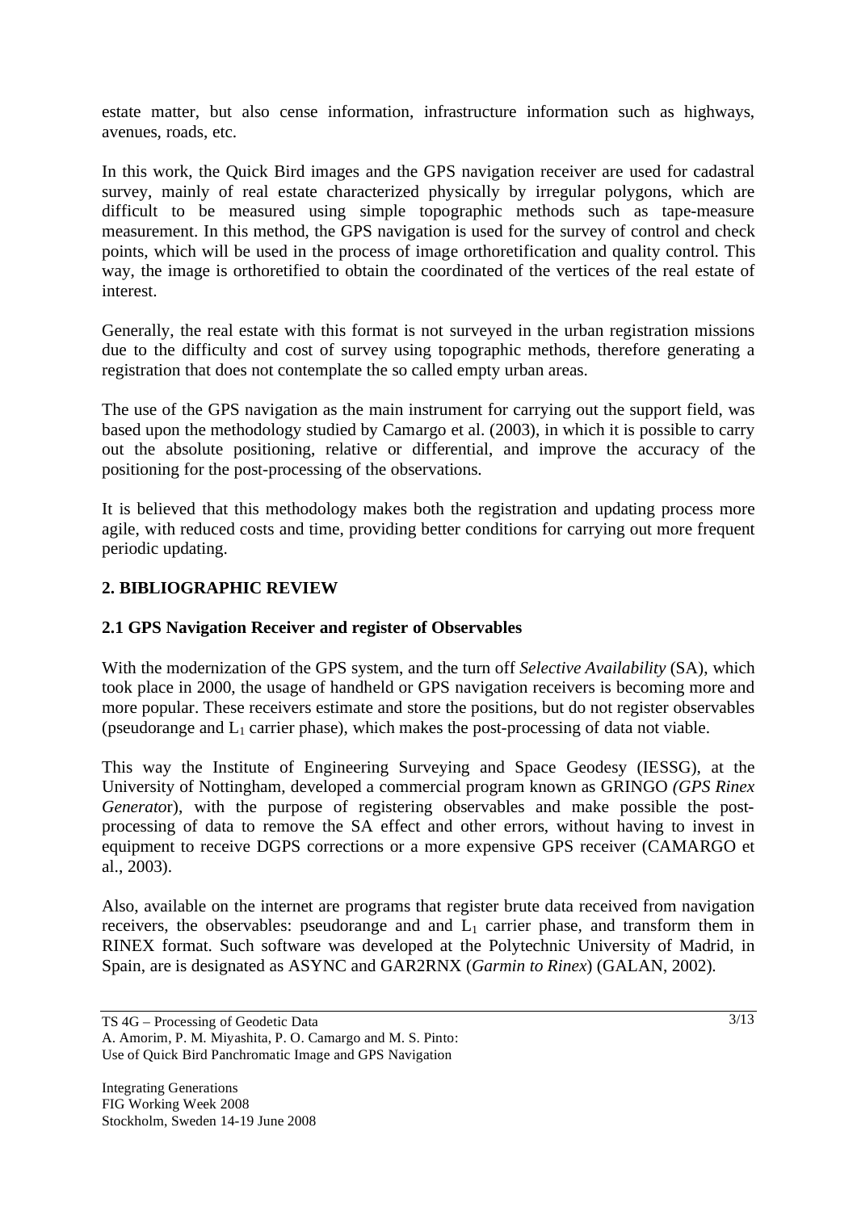estate matter, but also cense information, infrastructure information such as highways, avenues, roads, etc.

In this work, the Quick Bird images and the GPS navigation receiver are used for cadastral survey, mainly of real estate characterized physically by irregular polygons, which are difficult to be measured using simple topographic methods such as tape-measure measurement. In this method, the GPS navigation is used for the survey of control and check points, which will be used in the process of image orthoretification and quality control. This way, the image is orthoretified to obtain the coordinated of the vertices of the real estate of interest.

Generally, the real estate with this format is not surveyed in the urban registration missions due to the difficulty and cost of survey using topographic methods, therefore generating a registration that does not contemplate the so called empty urban areas.

The use of the GPS navigation as the main instrument for carrying out the support field, was based upon the methodology studied by Camargo et al. (2003), in which it is possible to carry out the absolute positioning, relative or differential, and improve the accuracy of the positioning for the post-processing of the observations.

It is believed that this methodology makes both the registration and updating process more agile, with reduced costs and time, providing better conditions for carrying out more frequent periodic updating.

## 2. BIBLIOGRAPHIC REVIEW

### 2.1 GPS Navigation Receiver and register of Observables

With the modernization of the GPS system, and the turn off *Selective Availability* (SA), which took place in 2000, the usage of handheld or GPS navigation receivers is becoming more and more popular. These receivers estimate and store the positions, but do not register observables (pseudorange and $L_1$ carrier phase), which makes the post-processing of data not viable.

This way the Institute of Engineering Surveying and Space Geodesy (IESSG), at the University of Nottingham, developed a commercial program known as GRINGO *(GPS Rinex Generato*r), with the purpose of registering observables and make possible the post-processing of data to remove the SA effect and other errors, without having to invest in equipment to receive DGPS corrections or a more expensive GPS receiver (CAMARGO et al., 2003).

Also, available on the internet are programs that register brute data received from navigation receivers, the observables: pseudorange and and $L_1$ carrier phase, and transform them in RINEX format. Such software was developed at the Polytechnic University of Madrid, in Spain, are is designated as ASYNC and GAR2RNX (*Garmin to Rinex*) (GALAN, 2002).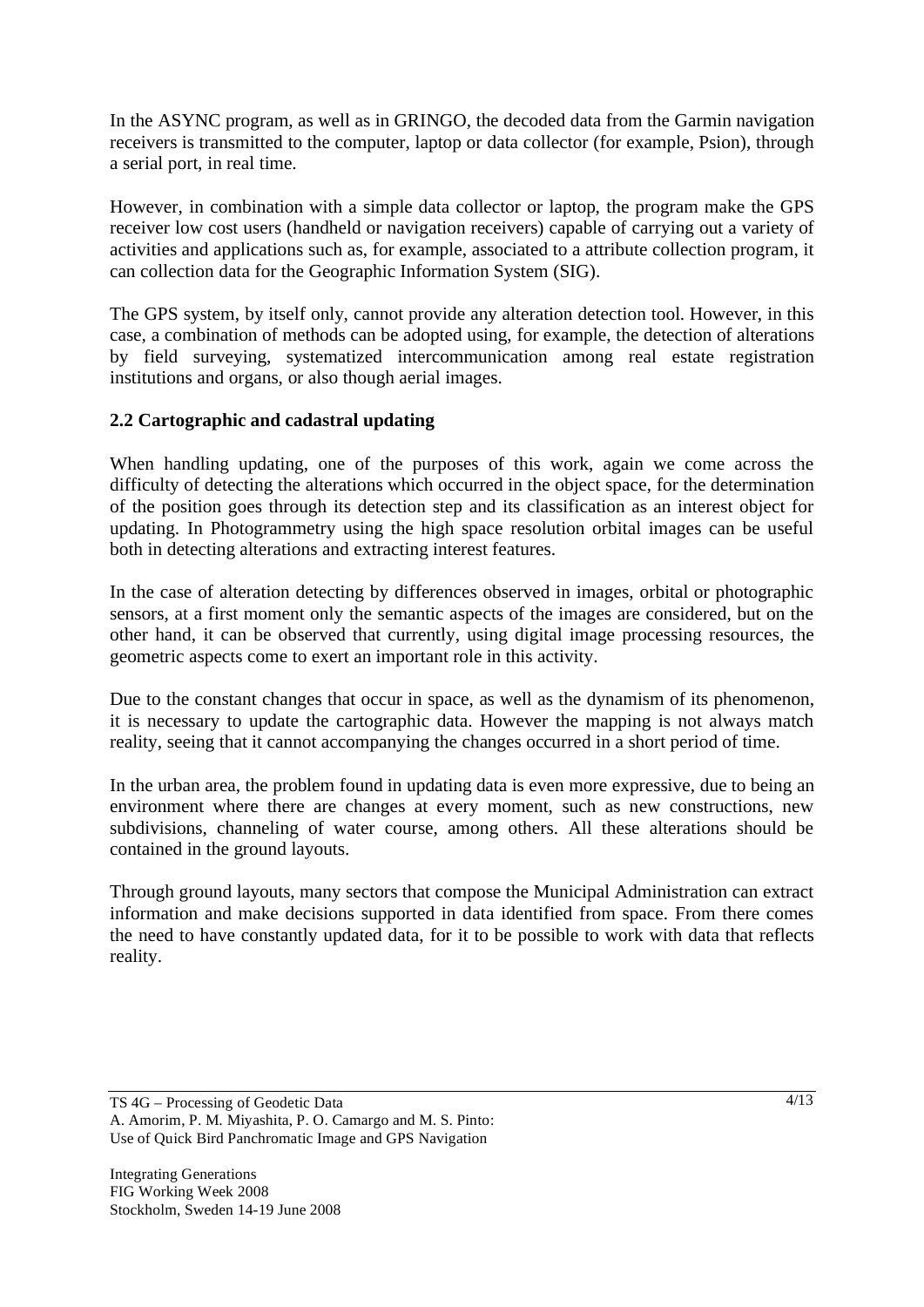In the ASYNC program, as well as in GRINGO, the decoded data from the Garmin navigation receivers is transmitted to the computer, laptop or data collector (for example, Psion), through a serial port, in real time.

However, in combination with a simple data collector or laptop, the program make the GPS receiver low cost users (handheld or navigation receivers) capable of carrying out a variety of activities and applications such as, for example, associated to a attribute collection program, it can collection data for the Geographic Information System (SIG).

The GPS system, by itself only, cannot provide any alteration detection tool. However, in this case, a combination of methods can be adopted using, for example, the detection of alterations by field surveying, systematized intercommunication among real estate registration institutions and organs, or also though aerial images.

## 2.2 Cartographic and cadastral updating

When handling updating, one of the purposes of this work, again we come across the difficulty of detecting the alterations which occurred in the object space, for the determination of the position goes through its detection step and its classification as an interest object for updating. In Photogrammetry using the high space resolution orbital images can be useful both in detecting alterations and extracting interest features.

In the case of alteration detecting by differences observed in images, orbital or photographic sensors, at a first moment only the semantic aspects of the images are considered, but on the other hand, it can be observed that currently, using digital image processing resources, the geometric aspects come to exert an important role in this activity.

Due to the constant changes that occur in space, as well as the dynamism of its phenomenon, it is necessary to update the cartographic data. However the mapping is not always match reality, seeing that it cannot accompanying the changes occurred in a short period of time.

In the urban area, the problem found in updating data is even more expressive, due to being an environment where there are changes at every moment, such as new constructions, new subdivisions, channeling of water course, among others. All these alterations should be contained in the ground layouts.

Through ground layouts, many sectors that compose the Municipal Administration can extract information and make decisions supported in data identified from space. From there comes the need to have constantly updated data, for it to be possible to work with data that reflects reality.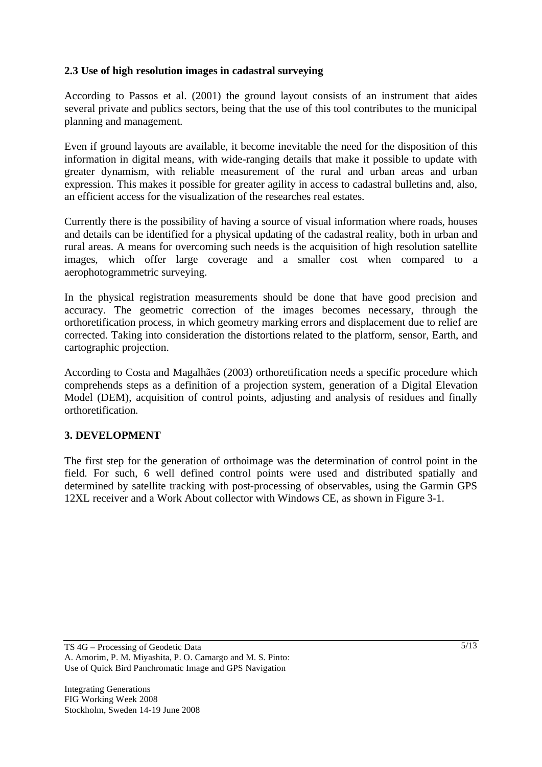### 2.3 Use of high resolution images in cadastral surveying

According to Passos et al. (2001) the ground layout consists of an instrument that aides several private and publics sectors, being that the use of this tool contributes to the municipal planning and management.

Even if ground layouts are available, it become inevitable the need for the disposition of this information in digital means, with wide-ranging details that make it possible to update with greater dynamism, with reliable measurement of the rural and urban areas and urban expression. This makes it possible for greater agility in access to cadastral bulletins and, also, an efficient access for the visualization of the researches real estates.

Currently there is the possibility of having a source of visual information where roads, houses and details can be identified for a physical updating of the cadastral reality, both in urban and rural areas. A means for overcoming such needs is the acquisition of high resolution satellite images, which offer large coverage and a smaller cost when compared to a aerophotogrammetric surveying.

In the physical registration measurements should be done that have good precision and accuracy. The geometric correction of the images becomes necessary, through the orthoretification process, in which geometry marking errors and displacement due to relief are corrected. Taking into consideration the distortions related to the platform, sensor, Earth, and cartographic projection.

According to Costa and Magalhães (2003) orthoretification needs a specific procedure which comprehends steps as a definition of a projection system, generation of a Digital Elevation Model (DEM), acquisition of control points, adjusting and analysis of residues and finally orthoretification.

## 3. DEVELOPMENT

The first step for the generation of orthoimage was the determination of control point in the field. For such, 6 well defined control points were used and distributed spatially and determined by satellite tracking with post-processing of observables, using the Garmin GPS 12XL receiver and a Work About collector with Windows CE, as shown in Figure 3-1.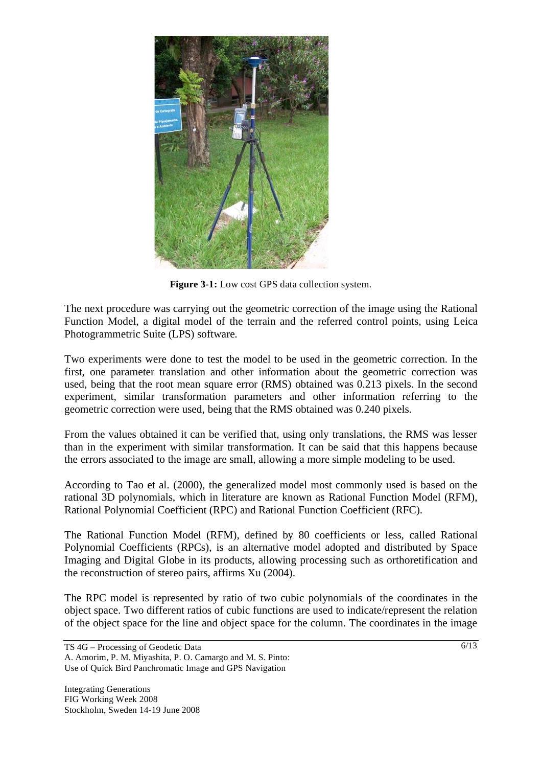**Figure 3-1:** Low cost GPS data collection system.

The next procedure was carrying out the geometric correction of the image using the Rational Function Model, a digital model of the terrain and the referred control points, using Leica Photogrammetric Suite (LPS) software.

Two experiments were done to test the model to be used in the geometric correction. In the first, one parameter translation and other information about the geometric correction was used, being that the root mean square error (RMS) obtained was 0.213 pixels. In the second experiment, similar transformation parameters and other information referring to the geometric correction were used, being that the RMS obtained was 0.240 pixels.

From the values obtained it can be verified that, using only translations, the RMS was lesser than in the experiment with similar transformation. It can be said that this happens because the errors associated to the image are small, allowing a more simple modeling to be used.

According to Tao et al. (2000), the generalized model most commonly used is based on the rational 3D polynomials, which in literature are known as Rational Function Model (RFM), Rational Polynomial Coefficient (RPC) and Rational Function Coefficient (RFC).

The Rational Function Model (RFM), defined by 80 coefficients or less, called Rational Polynomial Coefficients (RPCs), is an alternative model adopted and distributed by Space Imaging and Digital Globe in its products, allowing processing such as orthoretification and the reconstruction of stereo pairs, affirms Xu (2004).

The RPC model is represented by ratio of two cubic polynomials of the coordinates in the object space. Two different ratios of cubic functions are used to indicate/represent the relation of the object space for the line and object space for the column. The coordinates in the image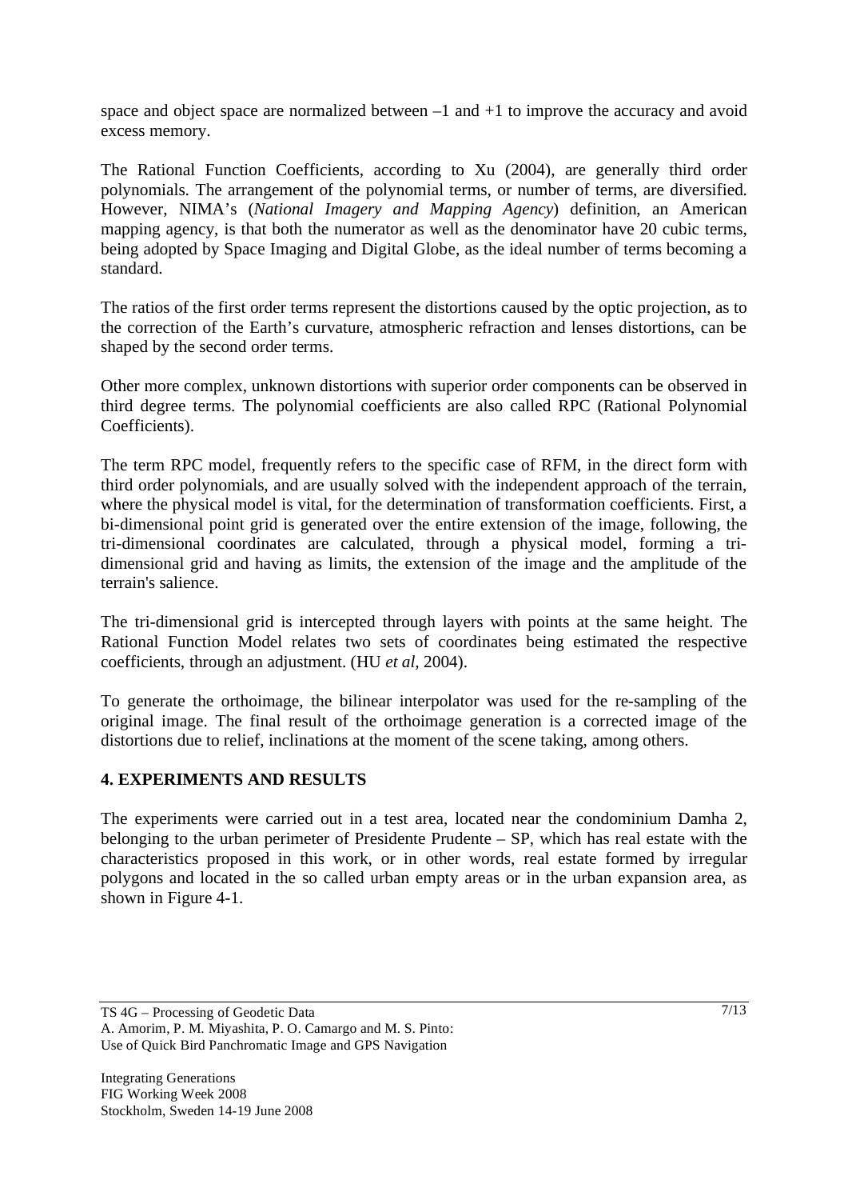space and object space are normalized between –1 and +1 to improve the accuracy and avoid excess memory.

The Rational Function Coefficients, according to Xu (2004), are generally third order polynomials. The arrangement of the polynomial terms, or number of terms, are diversified. However, NIMA's (*National Imagery and Mapping Agency*) definition, an American mapping agency, is that both the numerator as well as the denominator have 20 cubic terms, being adopted by Space Imaging and Digital Globe, as the ideal number of terms becoming a standard.

The ratios of the first order terms represent the distortions caused by the optic projection, as to the correction of the Earth's curvature, atmospheric refraction and lenses distortions, can be shaped by the second order terms.

Other more complex, unknown distortions with superior order components can be observed in third degree terms. The polynomial coefficients are also called RPC (Rational Polynomial Coefficients).

The term RPC model, frequently refers to the specific case of RFM, in the direct form with third order polynomials, and are usually solved with the independent approach of the terrain, where the physical model is vital, for the determination of transformation coefficients. First, a bi-dimensional point grid is generated over the entire extension of the image, following, the tri-dimensional coordinates are calculated, through a physical model, forming a tri-dimensional grid and having as limits, the extension of the image and the amplitude of the terrain's salience.

The tri-dimensional grid is intercepted through layers with points at the same height. The Rational Function Model relates two sets of coordinates being estimated the respective coefficients, through an adjustment. (HU *et al,* 2004).

To generate the orthoimage, the bilinear interpolator was used for the re-sampling of the original image. The final result of the orthoimage generation is a corrected image of the distortions due to relief, inclinations at the moment of the scene taking, among others.

## 4. EXPERIMENTS AND RESULTS

The experiments were carried out in a test area, located near the condominium Damha 2, belonging to the urban perimeter of Presidente Prudente – SP, which has real estate with the characteristics proposed in this work, or in other words, real estate formed by irregular polygons and located in the so called urban empty areas or in the urban expansion area, as shown in Figure 4-1.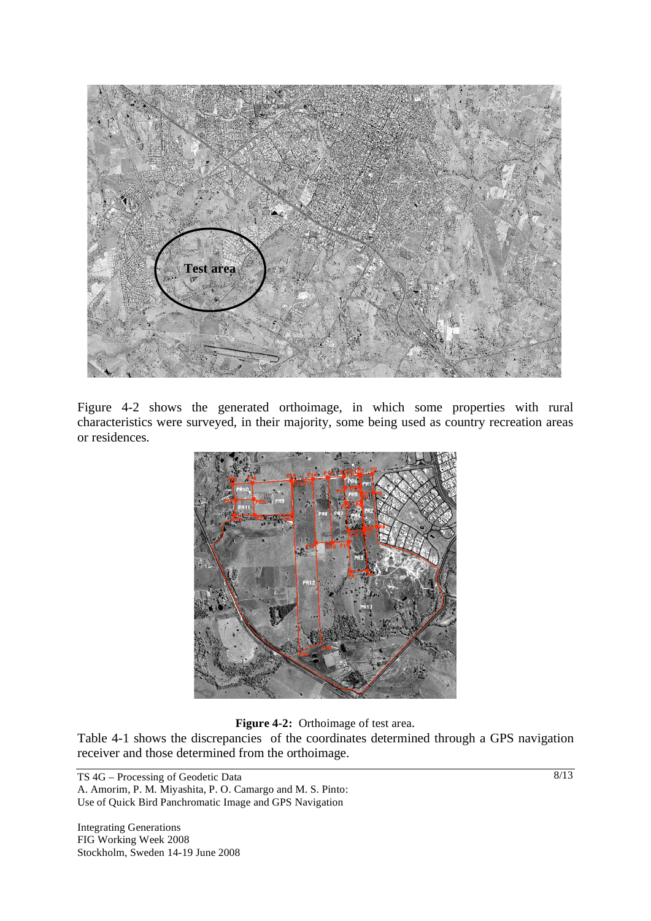Figure 4-2 shows the generated orthoimage, in which some properties with rural characteristics were surveyed, in their majority, some being used as country recreation areas or residences.

**Figure 4-2:** Orthoimage of test area.

Table 4-1 shows the discrepancies of the coordinates determined through a GPS navigation receiver and those determined from the orthoimage.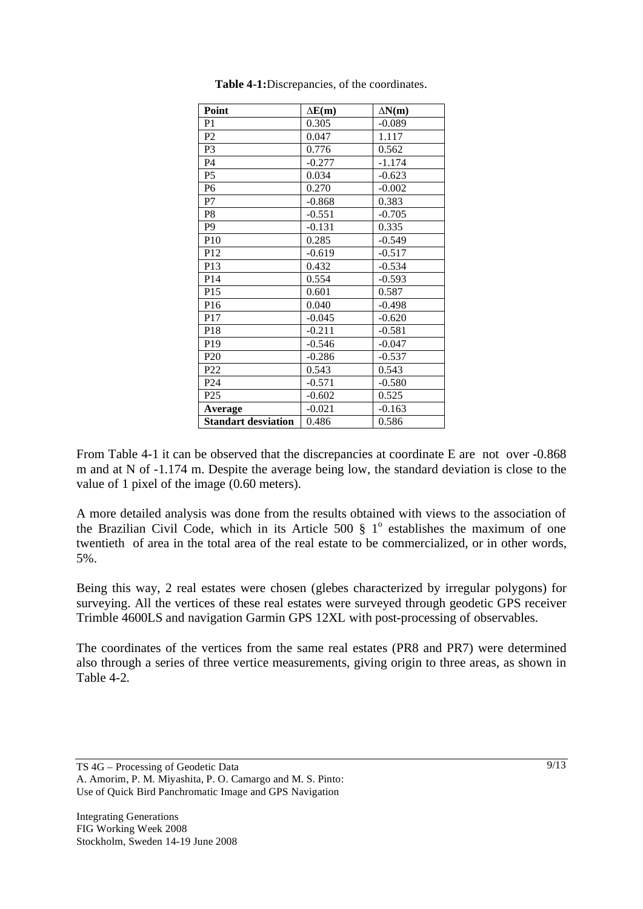**Table 4-1:** Discrepancies, of the coordinates.

| Point | $\Delta E$(m) | $\Delta N$(m) |
|---|---|---|
| P1 | 0.305 | -0.089 |
| P2 | 0.047 | 1.117 |
| P3 | 0.776 | 0.562 |
| P4 | -0.277 | -1.174 |
| P5 | 0.034 | -0.623 |
| P6 | 0.270 | -0.002 |
| P7 | -0.868 | 0.383 |
| P8 | -0.551 | -0.705 |
| P9 | -0.131 | 0.335 |
| P10 | 0.285 | -0.549 |
| P12 | -0.619 | -0.517 |
| P13 | 0.432 | -0.534 |
| P14 | 0.554 | -0.593 |
| P15 | 0.601 | 0.587 |
| P16 | 0.040 | -0.498 |
| P17 | -0.045 | -0.620 |
| P18 | -0.211 | -0.581 |
| P19 | -0.546 | -0.047 |
| P20 | -0.286 | -0.537 |
| P22 | 0.543 | 0.543 |
| P24 | -0.571 | -0.580 |
| P25 | -0.602 | 0.525 |
| **Average** | -0.021 | -0.163 |
| **Standart desviation** | 0.486 | 0.586 |

From Table 4-1 it can be observed that the discrepancies at coordinate E are not over -0.868 m and at N of -1.174 m. Despite the average being low, the standard deviation is close to the value of 1 pixel of the image (0.60 meters).

A more detailed analysis was done from the results obtained with views to the association of the Brazilian Civil Code, which in its Article 500 § 1$^{o}$ establishes the maximum of one twentieth of area in the total area of the real estate to be commercialized, or in other words, 5%.

Being this way, 2 real estates were chosen (glebes characterized by irregular polygons) for surveying. All the vertices of these real estates were surveyed through geodetic GPS receiver Trimble 4600LS and navigation Garmin GPS 12XL with post-processing of observables.

The coordinates of the vertices from the same real estates (PR8 and PR7) were determined also through a series of three vertice measurements, giving origin to three areas, as shown in Table 4-2.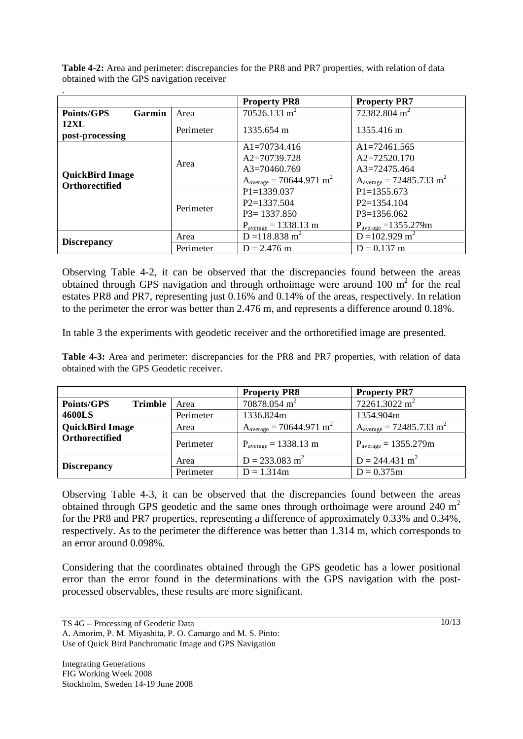**Table 4-2:** Area and perimeter: discrepancies for the PR8 and PR7 properties, with relation of data obtained with the GPS navigation receiver

.

| | | Property PR8 | Property PR7 |
|---|---|---|---|
| **Points/GPS Garmin 12XL post-processing** | Area | 70526.133 $m^2$ | 72382.804 $m^2$ |
| | Perimeter | 1335.654 m | 1355.416 m |
| **QuickBird Image Orthorectified** | Area | A1=70734.416<br>A2=70739.728<br>A3=70460.769<br>$A_{average}$ = 70644.971 $m^2$ | A1=72461.565<br>A2=72520.170<br>A3=72475.464<br>$A_{average}$ = 72485.733 $m^2$ |
| | Perimeter | P1=1339.037<br>P2=1337.504<br>P3= 1337.850<br>$P_{average}$ = 1338.13 m | P1=1355.673<br>P2=1354.104<br>P3=1356.062<br>$P_{average}$ =1355.279m |
| **Discrepancy** | Area | D =118.838 $m^2$ | D =102.929 $m^2$ |
| | Perimeter | D = 2.476 m | D = 0.137 m |

Observing Table 4-2, it can be observed that the discrepancies found between the areas obtained through GPS navigation and through orthoimage were around 100 $m^2$ for the real estates PR8 and PR7, representing just 0.16% and 0.14% of the areas, respectively. In relation to the perimeter the error was better than 2.476 m, and represents a difference around 0.18%.

In table 3 the experiments with geodetic receiver and the orthoretified image are presented.

**Table 4-3:** Area and perimeter: discrepancies for the PR8 and PR7 properties, with relation of data obtained with the GPS Geodetic receiver.

| | | Property PR8 | Property PR7 |
|---|---|---|---|
| **Points/GPS Trimble 4600LS** | Area | 70878.054 $m^2$ | 72261.3022 $m^2$ |
| | Perimeter | 1336.824m | 1354.904m |
| **QuickBird Image Orthorectified** | Area | $A_{average}$ = 70644.971 $m^2$ | $A_{average}$ = 72485.733 $m^2$ |
| | Perimeter | $P_{average}$ = 1338.13 m | $P_{average}$ = 1355.279m |
| **Discrepancy** | Area | D = 233.083 $m^2$ | D = 244.431 $m^2$ |
| | Perimeter | D = 1.314m | D = 0.375m |

Observing Table 4-3, it can be observed that the discrepancies found between the areas obtained through GPS geodetic and the same ones through orthoimage were around 240 $m^2$ for the PR8 and PR7 properties, representing a difference of approximately 0.33% and 0.34%, respectively. As to the perimeter the difference was better than 1.314 m, which corresponds to an error around 0.098%.

Considering that the coordinates obtained through the GPS geodetic has a lower positional error than the error found in the determinations with the GPS navigation with the post-processed observables, these results are more significant.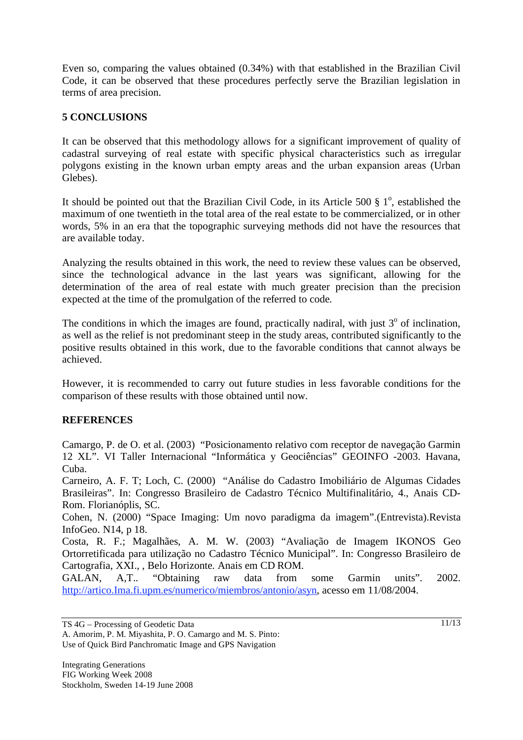Even so, comparing the values obtained (0.34%) with that established in the Brazilian Civil Code, it can be observed that these procedures perfectly serve the Brazilian legislation in terms of area precision.

## 5 CONCLUSIONS

It can be observed that this methodology allows for a significant improvement of quality of cadastral surveying of real estate with specific physical characteristics such as irregular polygons existing in the known urban empty areas and the urban expansion areas (Urban Glebes).

It should be pointed out that the Brazilian Civil Code, in its Article 500 § 1$^{o}$, established the maximum of one twentieth in the total area of the real estate to be commercialized, or in other words, 5% in an era that the topographic surveying methods did not have the resources that are available today.

Analyzing the results obtained in this work, the need to review these values can be observed, since the technological advance in the last years was significant, allowing for the determination of the area of real estate with much greater precision than the precision expected at the time of the promulgation of the referred to code.

The conditions in which the images are found, practically nadiral, with just 3$^{o}$ of inclination, as well as the relief is not predominant steep in the study areas, contributed significantly to the positive results obtained in this work, due to the favorable conditions that cannot always be achieved.

However, it is recommended to carry out future studies in less favorable conditions for the comparison of these results with those obtained until now.

## REFERENCES

Camargo, P. de O. et al. (2003) "Posicionamento relativo com receptor de navegação Garmin 12 XL". VI Taller Internacional "Informática y Geociências" GEOINFO -2003. Havana, Cuba.

Carneiro, A. F. T; Loch, C. (2000) "Análise do Cadastro Imobiliário de Algumas Cidades Brasileiras". In: Congresso Brasileiro de Cadastro Técnico Multifinalitário, 4., Anais CD-Rom. Florianóplis, SC.

Cohen, N. (2000) "Space Imaging: Um novo paradigma da imagem".(Entrevista).Revista InfoGeo. N14, p 18.

Costa, R. F.; Magalhães, A. M. W. (2003) "Avaliação de Imagem IKONOS Geo Ortorretificada para utilização no Cadastro Técnico Municipal". In: Congresso Brasileiro de Cartografia, XXI., , Belo Horizonte. Anais em CD ROM.

GALAN, A,T.. "Obtaining raw data from some Garmin units". 2002. http://artico.Ima.fi.upm.es/numerico/miembros/antonio/asyn, acesso em 11/08/2004.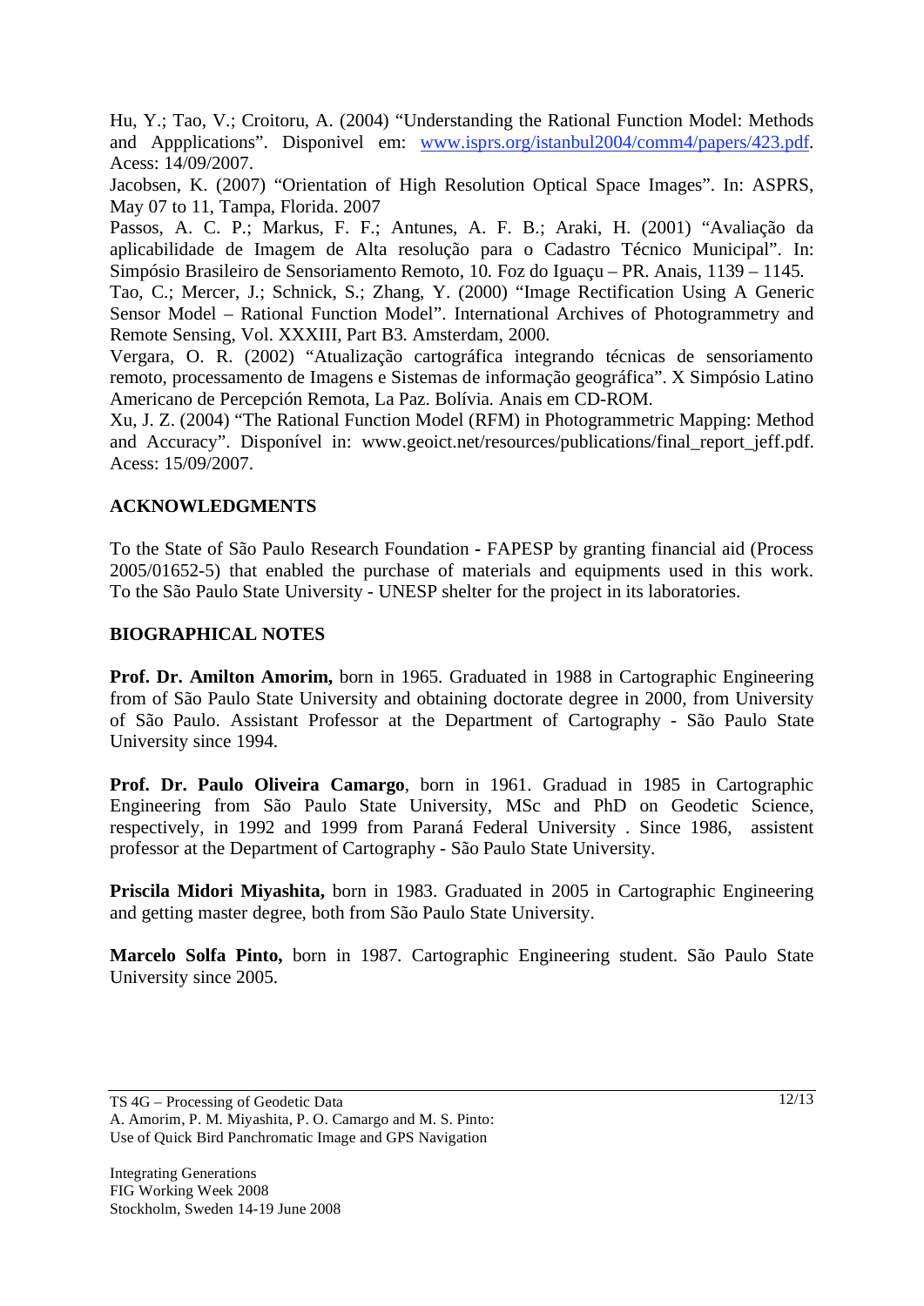Hu, Y.; Tao, V.; Croitoru, A. (2004) "Understanding the Rational Function Model: Methods and Appplications". Disponivel em: www.isprs.org/istanbul2004/comm4/papers/423.pdf. Acess: 14/09/2007.

Jacobsen, K. (2007) "Orientation of High Resolution Optical Space Images". In: ASPRS, May 07 to 11, Tampa, Florida. 2007

Passos, A. C. P.; Markus, F. F.; Antunes, A. F. B.; Araki, H. (2001) "Avaliação da aplicabilidade de Imagem de Alta resolução para o Cadastro Técnico Municipal". In: Simpósio Brasileiro de Sensoriamento Remoto, 10. Foz do Iguaçu – PR. Anais, 1139 – 1145.

Tao, C.; Mercer, J.; Schnick, S.; Zhang, Y. (2000) "Image Rectification Using A Generic Sensor Model – Rational Function Model". International Archives of Photogrammetry and Remote Sensing, Vol. XXXIII, Part B3. Amsterdam, 2000.

Vergara, O. R. (2002) "Atualização cartográfica integrando técnicas de sensoriamento remoto, processamento de Imagens e Sistemas de informação geográfica". X Simpósio Latino Americano de Percepción Remota, La Paz. Bolívia. Anais em CD-ROM.

Xu, J. Z. (2004) "The Rational Function Model (RFM) in Photogrammetric Mapping: Method and Accuracy". Disponível in: www.geoict.net/resources/publications/final_report_jeff.pdf. Acess: 15/09/2007.

## ACKNOWLEDGMENTS

To the State of São Paulo Research Foundation - FAPESP by granting financial aid (Process 2005/01652-5) that enabled the purchase of materials and equipments used in this work. To the São Paulo State University - UNESP shelter for the project in its laboratories.

## BIOGRAPHICAL NOTES

**Prof. Dr. Amilton Amorim,** born in 1965. Graduated in 1988 in Cartographic Engineering from of São Paulo State University and obtaining doctorate degree in 2000, from University of São Paulo. Assistant Professor at the Department of Cartography - São Paulo State University since 1994.

**Prof. Dr. Paulo Oliveira Camargo**, born in 1961. Graduad in 1985 in Cartographic Engineering from São Paulo State University, MSc and PhD on Geodetic Science, respectively, in 1992 and 1999 from Paraná Federal University . Since 1986, assistent professor at the Department of Cartography - São Paulo State University.

**Priscila Midori Miyashita,** born in 1983. Graduated in 2005 in Cartographic Engineering and getting master degree, both from São Paulo State University.

**Marcelo Solfa Pinto,** born in 1987. Cartographic Engineering student. São Paulo State University since 2005.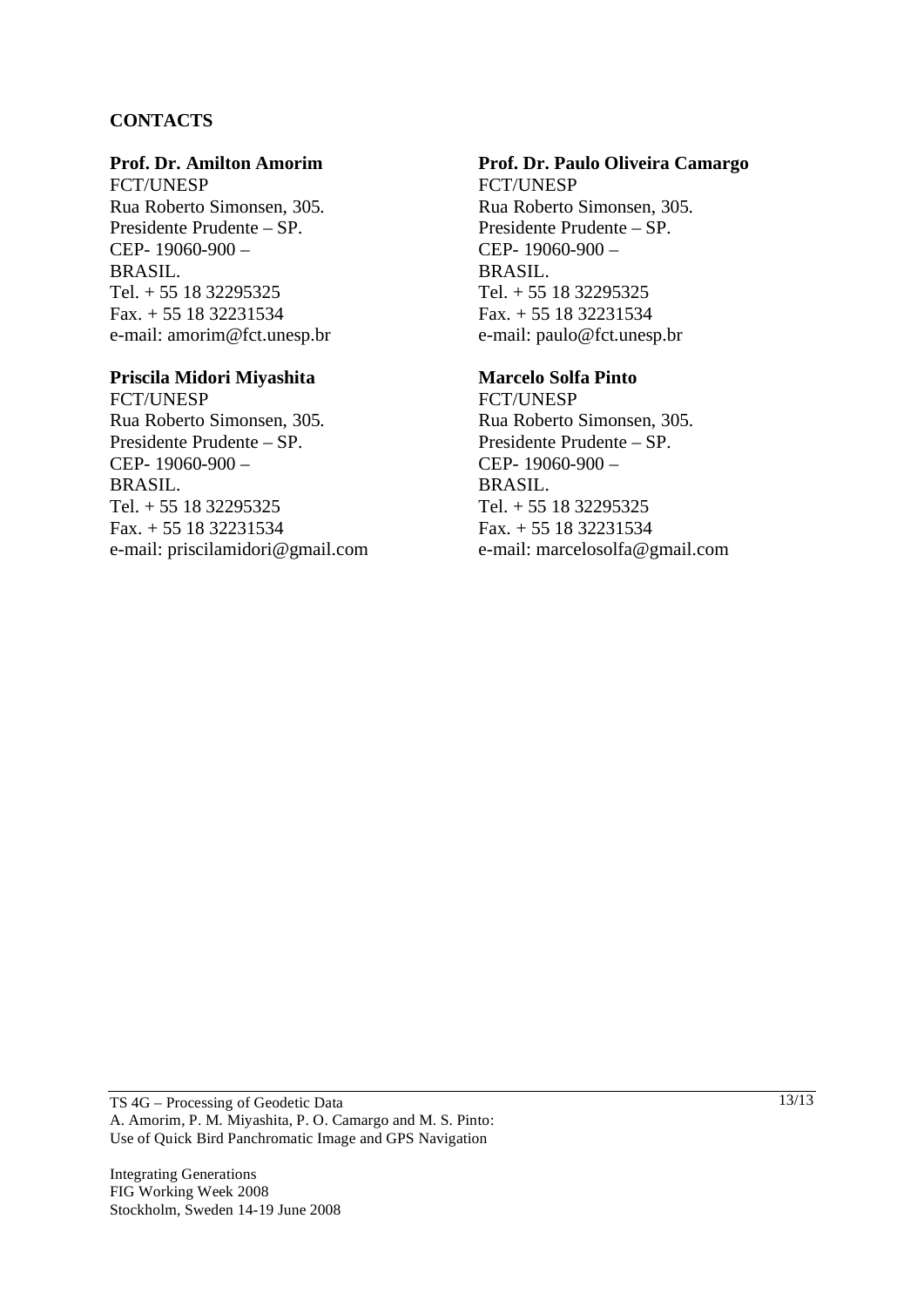## CONTACTS

**Prof. Dr. Amilton Amorim**
FCT/UNESP
Rua Roberto Simonsen, 305.
Presidente Prudente – SP.
CEP- 19060-900 –
BRASIL.
Tel. + 55 18 32295325
Fax. + 55 18 32231534
e-mail: amorim@fct.unesp.br

**Prof. Dr. Paulo Oliveira Camargo**
FCT/UNESP
Rua Roberto Simonsen, 305.
Presidente Prudente – SP.
CEP- 19060-900 –
BRASIL.
Tel. + 55 18 32295325
Fax. + 55 18 32231534
e-mail: paulo@fct.unesp.br

**Priscila Midori Miyashita**
FCT/UNESP
Rua Roberto Simonsen, 305.
Presidente Prudente – SP.
CEP- 19060-900 –
BRASIL.
Tel. + 55 18 32295325
Fax. + 55 18 32231534
e-mail: priscilamidori@gmail.com

**Marcelo Solfa Pinto**
FCT/UNESP
Rua Roberto Simonsen, 305.
Presidente Prudente – SP.
CEP- 19060-900 –
BRASIL.
Tel. + 55 18 32295325
Fax. + 55 18 32231534
e-mail: marcelosolfa@gmail.com